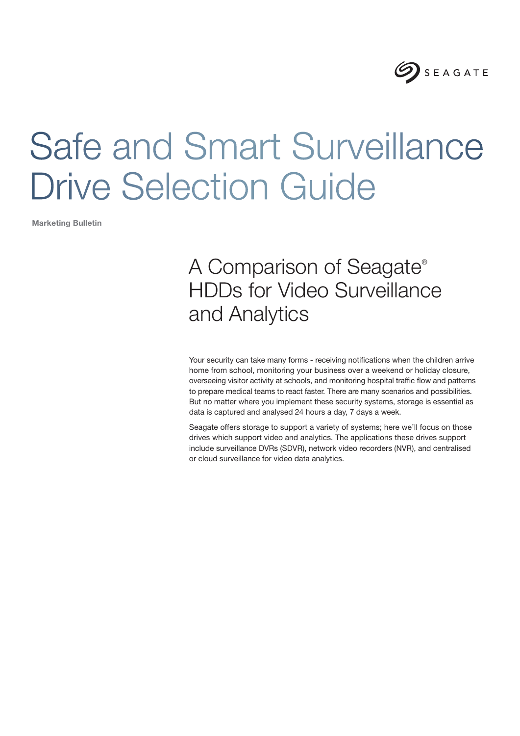# Safe and Smart Surveillance Drive Selection Guide

**Marketing Bulletin**

## A Comparison of Seagate® HDDs for Video Surveillance and Analytics

Your security can take many forms - receiving notifications when the children arrive home from school, monitoring your business over a weekend or holiday closure, overseeing visitor activity at schools, and monitoring hospital traffic flow and patterns to prepare medical teams to react faster. There are many scenarios and possibilities. But no matter where you implement these security systems, storage is essential as data is captured and analysed 24 hours a day, 7 days a week.

Seagate offers storage to support a variety of systems; here we'll focus on those drives which support video and analytics. The applications these drives support include surveillance DVRs (SDVR), network video recorders (NVR), and centralised or cloud surveillance for video data analytics.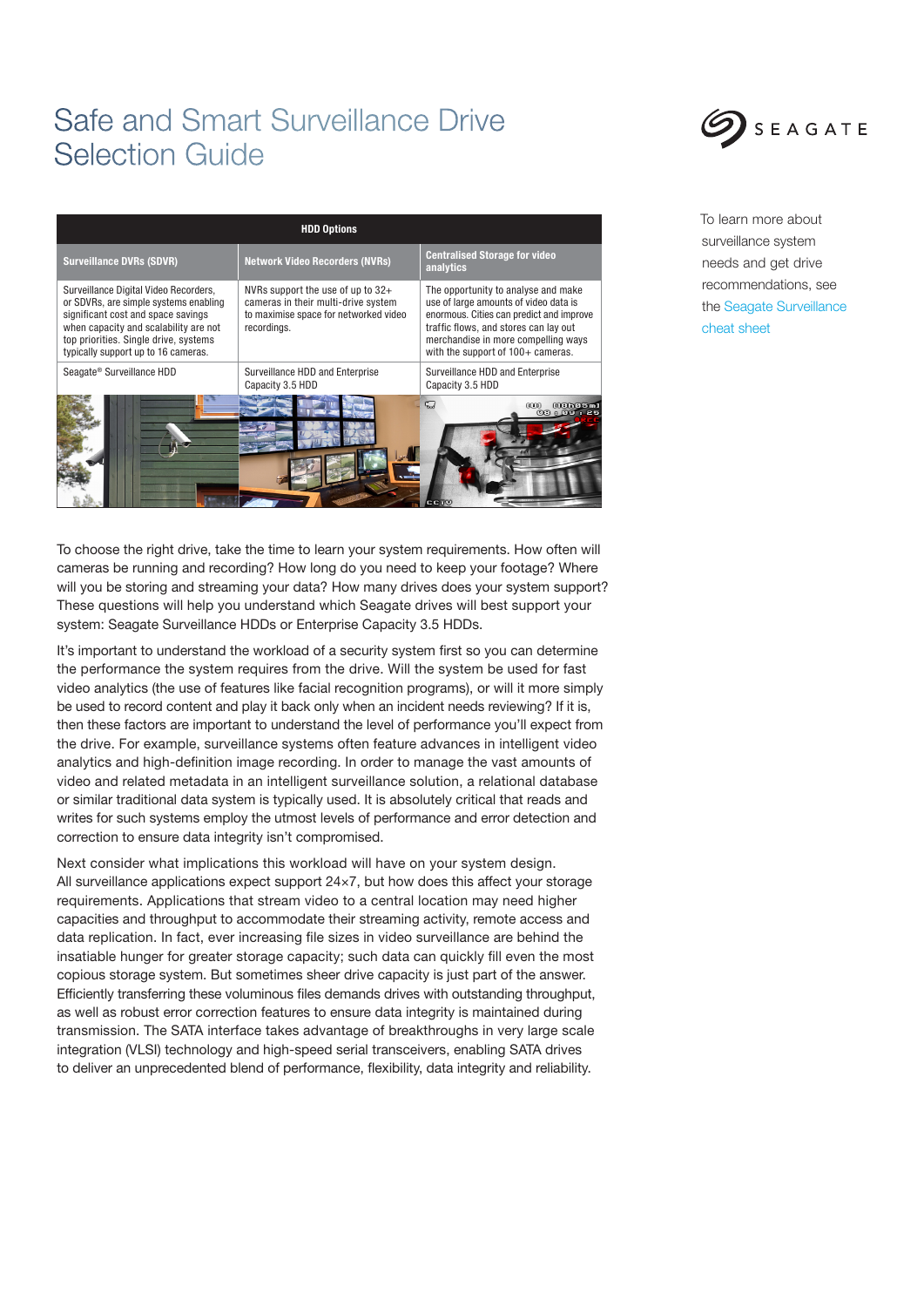# Safe and Smart Surveillance Drive Selection Guide

To learn more about surveillance system needs and get drive recommendations, see the Seagate Surveillance cheat sheet

| HDD Options | | |
|---|---|---|
| **Surveillance DVRs (SDVR)** | **Network Video Recorders (NVRs)** | **Centralised Storage for video analytics** |
| Surveillance Digital Video Recorders, or SDVRs, are simple systems enabling significant cost and space savings when capacity and scalability are not top priorities. Single drive, systems typically support up to 16 cameras. | NVRs support the use of up to 32+ cameras in their multi-drive system to maximise space for networked video recordings. | The opportunity to analyse and make use of large amounts of video data is enormous. Cities can predict and improve traffic flows, and stores can lay out merchandise in more compelling ways with the support of 100+ cameras. |
| Seagate® Surveillance HDD | Surveillance HDD and Enterprise Capacity 3.5 HDD | Surveillance HDD and Enterprise Capacity 3.5 HDD |

To choose the right drive, take the time to learn your system requirements. How often will cameras be running and recording? How long do you need to keep your footage? Where will you be storing and streaming your data? How many drives does your system support? These questions will help you understand which Seagate drives will best support your system: Seagate Surveillance HDDs or Enterprise Capacity 3.5 HDDs.

It's important to understand the workload of a security system first so you can determine the performance the system requires from the drive. Will the system be used for fast video analytics (the use of features like facial recognition programs), or will it more simply be used to record content and play it back only when an incident needs reviewing? If it is, then these factors are important to understand the level of performance you'll expect from the drive. For example, surveillance systems often feature advances in intelligent video analytics and high-definition image recording. In order to manage the vast amounts of video and related metadata in an intelligent surveillance solution, a relational database or similar traditional data system is typically used. It is absolutely critical that reads and writes for such systems employ the utmost levels of performance and error detection and correction to ensure data integrity isn't compromised.

Next consider what implications this workload will have on your system design. All surveillance applications expect support 24×7, but how does this affect your storage requirements. Applications that stream video to a central location may need higher capacities and throughput to accommodate their streaming activity, remote access and data replication. In fact, ever increasing file sizes in video surveillance are behind the insatiable hunger for greater storage capacity; such data can quickly fill even the most copious storage system. But sometimes sheer drive capacity is just part of the answer. Efficiently transferring these voluminous files demands drives with outstanding throughput, as well as robust error correction features to ensure data integrity is maintained during transmission. The SATA interface takes advantage of breakthroughs in very large scale integration (VLSI) technology and high-speed serial transceivers, enabling SATA drives to deliver an unprecedented blend of performance, flexibility, data integrity and reliability.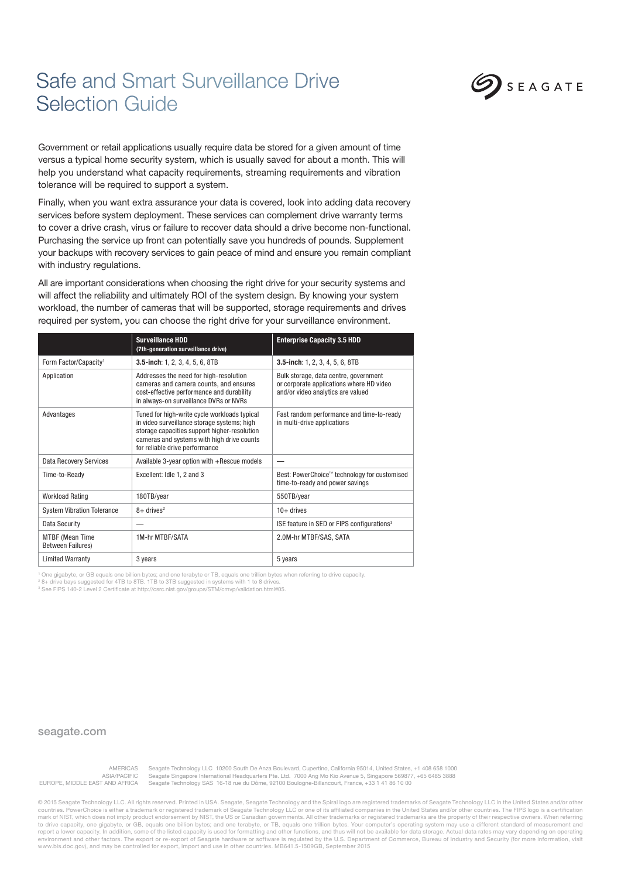# Safe and Smart Surveillance Drive Selection Guide

Government or retail applications usually require data be stored for a given amount of time versus a typical home security system, which is usually saved for about a month. This will help you understand what capacity requirements, streaming requirements and vibration tolerance will be required to support a system.

Finally, when you want extra assurance your data is covered, look into adding data recovery services before system deployment. These services can complement drive warranty terms to cover a drive crash, virus or failure to recover data should a drive become non-functional. Purchasing the service up front can potentially save you hundreds of pounds. Supplement your backups with recovery services to gain peace of mind and ensure you remain compliant with industry regulations.

All are important considerations when choosing the right drive for your security systems and will affect the reliability and ultimately ROI of the system design. By knowing your system workload, the number of cameras that will be supported, storage requirements and drives required per system, you can choose the right drive for your surveillance environment.

| | **Surveillance HDD** (7th-generation surveillance drive) | **Enterprise Capacity 3.5 HDD** |
|---|---|---|
| Form Factor/Capacity[1] | **3.5-inch**: 1, 2, 3, 4, 5, 6, 8TB | **3.5-inch**: 1, 2, 3, 4, 5, 6, 8TB |
| Application | Addresses the need for high-resolution cameras and camera counts, and ensures cost-effective performance and durability in always-on surveillance DVRs or NVRs | Bulk storage, data centre, government or corporate applications where HD video and/or video analytics are valued |
| Advantages | Tuned for high-write cycle workloads typical in video surveillance storage systems; high storage capacities support higher-resolution cameras and systems with high drive counts for reliable drive performance | Fast random performance and time-to-ready in multi-drive applications |
| Data Recovery Services | Available 3-year option with +Rescue models | — |
| Time-to-Ready | Excellent: Idle 1, 2 and 3 | Best: PowerChoice™ technology for customised time-to-ready and power savings |
| Workload Rating | 180TB/year | 550TB/year |
| System Vibration Tolerance | 8+ drives[2] | 10+ drives |
| Data Security | — | ISE feature in SED or FIPS configurations[3] |
| MTBF (Mean Time Between Failures) | 1M-hr MTBF/SATA | 2.0M-hr MTBF/SAS, SATA |
| Limited Warranty | 3 years | 5 years |

[1] One gigabyte, or GB equals one billion bytes; and one terabyte or TB, equals one trillion bytes when referring to drive capacity.
[2] 8+ drive bays suggested for 4TB to 8TB. 1TB to 3TB suggested in systems with 1 to 8 drives.
[3] See FIPS 140-2 Level 2 Certificate at http://csrc.nist.gov/groups/STM/cmvp/validation.html#05.

seagate.com

AMERICAS Seagate Technology LLC 10200 South De Anza Boulevard, Cupertino, California 95014, United States, +1 408 658 1000
ASIA/PACIFIC Seagate Singapore International Headquarters Pte. Ltd. 7000 Ang Mo Kio Avenue 5, Singapore 569877, +65 6485 3888
EUROPE, MIDDLE EAST AND AFRICA Seagate Technology SAS 16-18 rue du Dôme, 92100 Boulogne-Billancourt, France, +33 1 41 86 10 00

© 2015 Seagate Technology LLC. All rights reserved. Printed in USA. Seagate, Seagate Technology and the Spiral logo are registered trademarks of Seagate Technology LLC in the United States and/or other countries. PowerChoice is either a trademark or registered trademark of Seagate Technology LLC or one of its affiliated companies in the United States and/or other countries. The FIPS logo is a certification mark of NIST, which does not imply product endorsement by NIST, the US or Canadian governments. All other trademarks or registered trademarks are the property of their respective owners. When referring to drive capacity, one gigabyte, or GB, equals one billion bytes; and one terabyte, or TB, equals one trillion bytes. Your computer's operating system may use a different standard of measurement and report a lower capacity. In addition, some of the listed capacity is used for formatting and other functions, and thus will not be available for data storage. Actual data rates may vary depending on operating environment and other factors. The export or re-export of Seagate hardware or software is regulated by the U.S. Department of Commerce, Bureau of Industry and Security (for more information, visit www.bis.doc.gov), and may be controlled for export, import and use in other countries. MB641.5-1509GB, September 2015